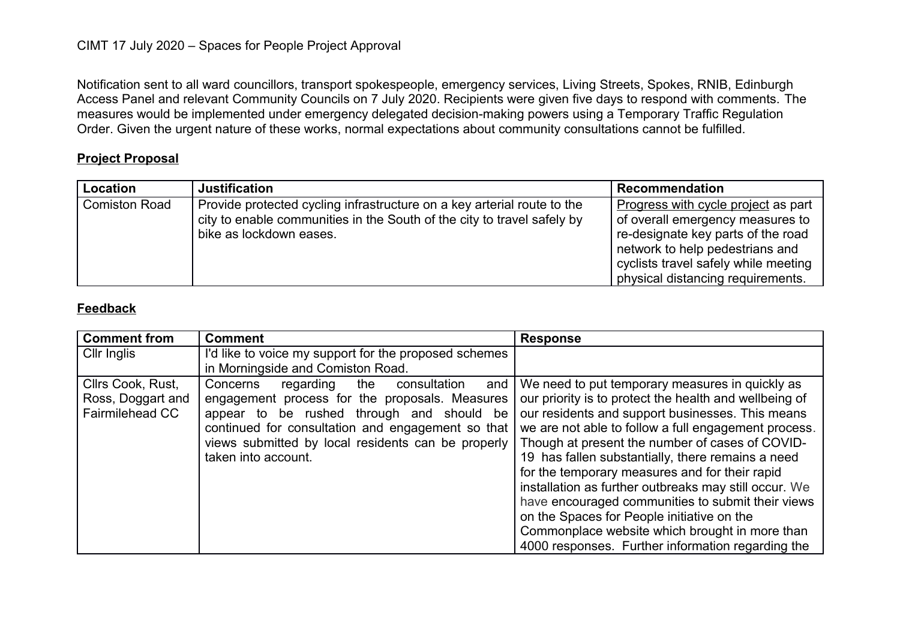CIMT 17 July 2020 – Spaces for People Project Approval

Notification sent to all ward councillors, transport spokespeople, emergency services, Living Streets, Spokes, RNIB, Edinburgh Access Panel and relevant Community Councils on 7 July 2020. Recipients were given five days to respond with comments. The measures would be implemented under emergency delegated decision-making powers using a Temporary Traffic Regulation Order. Given the urgent nature of these works, normal expectations about community consultations cannot be fulfilled.

## Project Proposal

| Location | Justification | Recommendation |
|---|---|---|
| Comiston Road | Provide protected cycling infrastructure on a key arterial route to the city to enable communities in the South of the city to travel safely by bike as lockdown eases. | Progress with cycle project as part of overall emergency measures to re-designate key parts of the road network to help pedestrians and cyclists travel safely while meeting physical distancing requirements. |

## Feedback

| Comment from | Comment | Response |
|---|---|---|
| Cllr Inglis | I'd like to voice my support for the proposed schemes in Morningside and Comiston Road. | |
| Cllrs Cook, Rust, Ross, Doggart and Fairmilehead CC | Concerns regarding the consultation and engagement process for the proposals. Measures appear to be rushed through and should be continued for consultation and engagement so that views submitted by local residents can be properly taken into account. | We need to put temporary measures in quickly as our priority is to protect the health and wellbeing of our residents and support businesses. This means we are not able to follow a full engagement process. Though at present the number of cases of COVID-19 has fallen substantially, there remains a need for the temporary measures and for their rapid installation as further outbreaks may still occur. We have encouraged communities to submit their views on the Spaces for People initiative on the Commonplace website which brought in more than 4000 responses. Further information regarding the |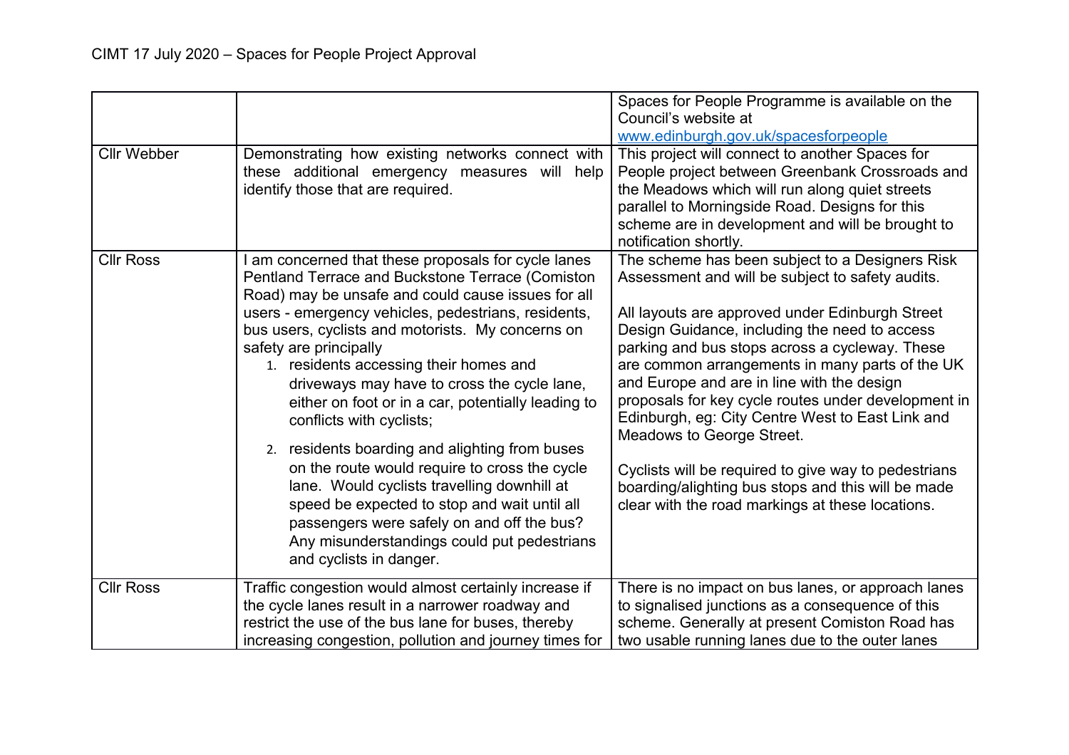| | | |
|---|---|---|
| | | Spaces for People Programme is available on the Council's website at www.edinburgh.gov.uk/spacesforpeople |
| Cllr Webber | Demonstrating how existing networks connect with these additional emergency measures will help identify those that are required. | This project will connect to another Spaces for People project between Greenbank Crossroads and the Meadows which will run along quiet streets parallel to Morningside Road. Designs for this scheme are in development and will be brought to notification shortly. |
| Cllr Ross | I am concerned that these proposals for cycle lanes Pentland Terrace and Buckstone Terrace (Comiston Road) may be unsafe and could cause issues for all users - emergency vehicles, pedestrians, residents, bus users, cyclists and motorists. My concerns on safety are principally<br>1. residents accessing their homes and driveways may have to cross the cycle lane, either on foot or in a car, potentially leading to conflicts with cyclists;<br>2. residents boarding and alighting from buses on the route would require to cross the cycle lane. Would cyclists travelling downhill at speed be expected to stop and wait until all passengers were safely on and off the bus? Any misunderstandings could put pedestrians and cyclists in danger. | The scheme has been subject to a Designers Risk Assessment and will be subject to safety audits.<br><br>All layouts are approved under Edinburgh Street Design Guidance, including the need to access parking and bus stops across a cycleway. These are common arrangements in many parts of the UK and Europe and are in line with the design proposals for key cycle routes under development in Edinburgh, eg: City Centre West to East Link and Meadows to George Street.<br><br>Cyclists will be required to give way to pedestrians boarding/alighting bus stops and this will be made clear with the road markings at these locations. |
| Cllr Ross | Traffic congestion would almost certainly increase if the cycle lanes result in a narrower roadway and restrict the use of the bus lane for buses, thereby increasing congestion, pollution and journey times for | There is no impact on bus lanes, or approach lanes to signalised junctions as a consequence of this scheme. Generally at present Comiston Road has two usable running lanes due to the outer lanes |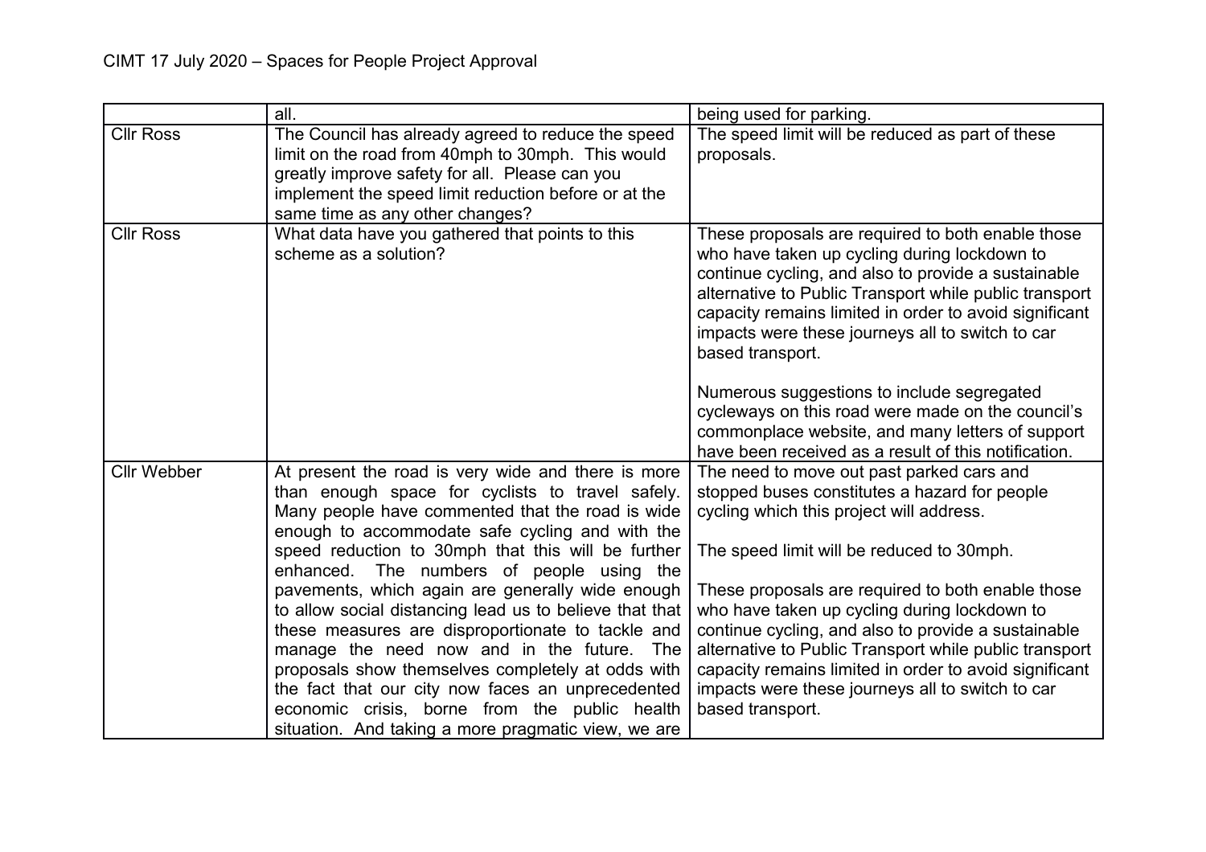| | | |
|---|---|---|
| | all. | being used for parking. |
| Cllr Ross | The Council has already agreed to reduce the speed limit on the road from 40mph to 30mph. This would greatly improve safety for all. Please can you implement the speed limit reduction before or at the same time as any other changes? | The speed limit will be reduced as part of these proposals. |
| Cllr Ross | What data have you gathered that points to this scheme as a solution? | These proposals are required to both enable those who have taken up cycling during lockdown to continue cycling, and also to provide a sustainable alternative to Public Transport while public transport capacity remains limited in order to avoid significant impacts were these journeys all to switch to car based transport.<br><br>Numerous suggestions to include segregated cycleways on this road were made on the council's commonplace website, and many letters of support have been received as a result of this notification. |
| Cllr Webber | At present the road is very wide and there is more than enough space for cyclists to travel safely. Many people have commented that the road is wide enough to accommodate safe cycling and with the speed reduction to 30mph that this will be further enhanced. The numbers of people using the pavements, which again are generally wide enough to allow social distancing lead us to believe that that these measures are disproportionate to tackle and manage the need now and in the future. The proposals show themselves completely at odds with the fact that our city now faces an unprecedented economic crisis, borne from the public health situation. And taking a more pragmatic view, we are | The need to move out past parked cars and stopped buses constitutes a hazard for people cycling which this project will address.<br><br>The speed limit will be reduced to 30mph.<br><br>These proposals are required to both enable those who have taken up cycling during lockdown to continue cycling, and also to provide a sustainable alternative to Public Transport while public transport capacity remains limited in order to avoid significant impacts were these journeys all to switch to car based transport. |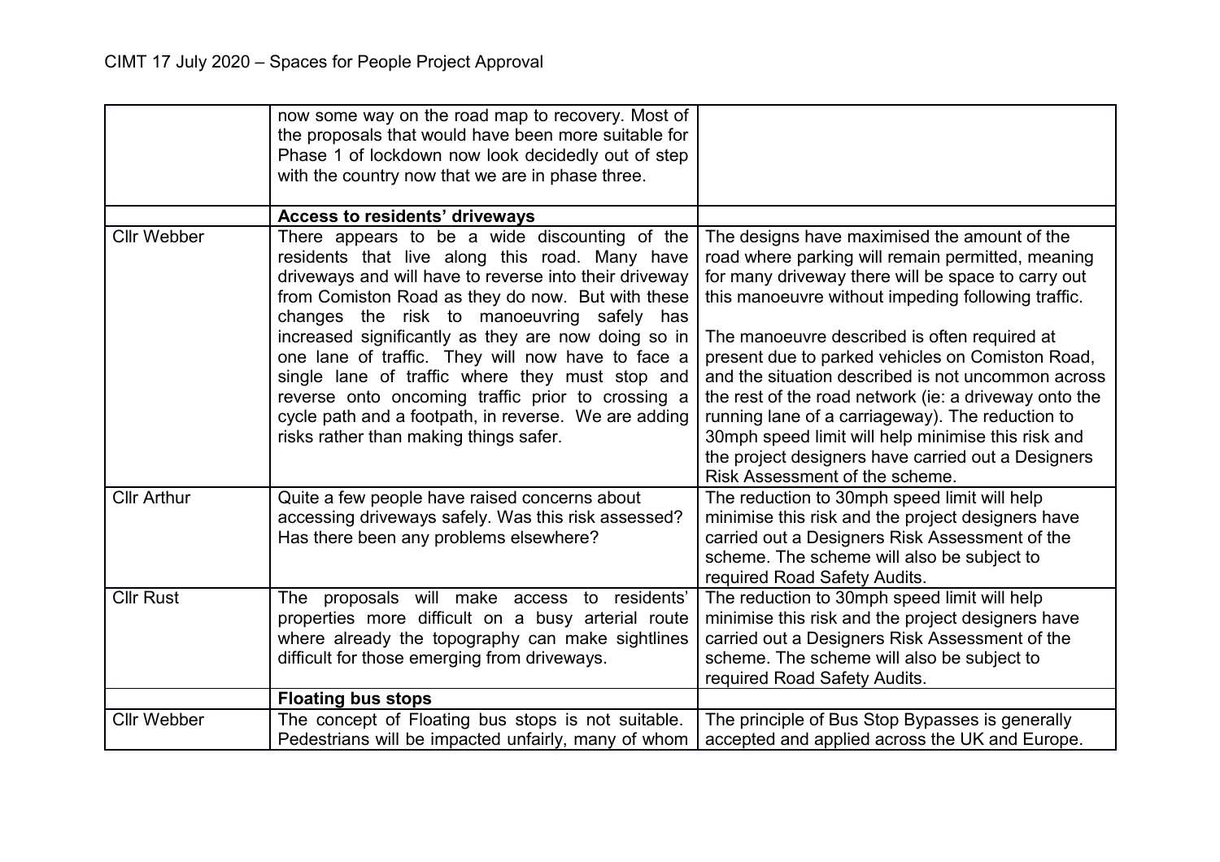| | | |
|---|---|---|
| | now some way on the road map to recovery. Most of the proposals that would have been more suitable for Phase 1 of lockdown now look decidedly out of step with the country now that we are in phase three. | |
| | **Access to residents' driveways** | |
| Cllr Webber | There appears to be a wide discounting of the residents that live along this road. Many have driveways and will have to reverse into their driveway from Comiston Road as they do now. But with these changes the risk to manoeuvring safely has increased significantly as they are now doing so in one lane of traffic. They will now have to face a single lane of traffic where they must stop and reverse onto oncoming traffic prior to crossing a cycle path and a footpath, in reverse. We are adding risks rather than making things safer. | The designs have maximised the amount of the road where parking will remain permitted, meaning for many driveway there will be space to carry out this manoeuvre without impeding following traffic.<br><br>The manoeuvre described is often required at present due to parked vehicles on Comiston Road, and the situation described is not uncommon across the rest of the road network (ie: a driveway onto the running lane of a carriageway). The reduction to 30mph speed limit will help minimise this risk and the project designers have carried out a Designers Risk Assessment of the scheme. |
| Cllr Arthur | Quite a few people have raised concerns about accessing driveways safely. Was this risk assessed? Has there been any problems elsewhere? | The reduction to 30mph speed limit will help minimise this risk and the project designers have carried out a Designers Risk Assessment of the scheme. The scheme will also be subject to required Road Safety Audits. |
| Cllr Rust | The proposals will make access to residents' properties more difficult on a busy arterial route where already the topography can make sightlines difficult for those emerging from driveways. | The reduction to 30mph speed limit will help minimise this risk and the project designers have carried out a Designers Risk Assessment of the scheme. The scheme will also be subject to required Road Safety Audits. |
| | **Floating bus stops** | |
| Cllr Webber | The concept of Floating bus stops is not suitable. Pedestrians will be impacted unfairly, many of whom | The principle of Bus Stop Bypasses is generally accepted and applied across the UK and Europe. |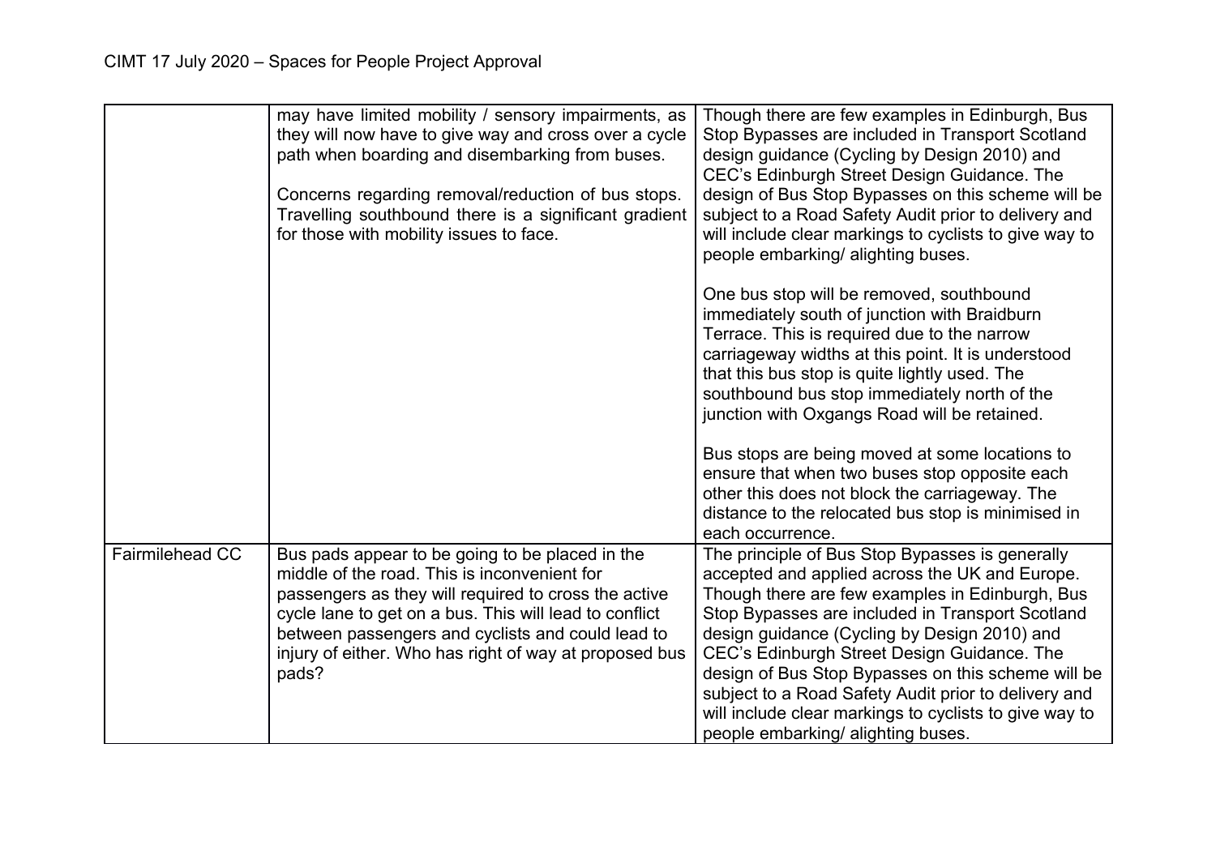| | | |
|---|---|---|
| | may have limited mobility / sensory impairments, as they will now have to give way and cross over a cycle path when boarding and disembarking from buses.<br><br>Concerns regarding removal/reduction of bus stops. Travelling southbound there is a significant gradient for those with mobility issues to face. | Though there are few examples in Edinburgh, Bus Stop Bypasses are included in Transport Scotland design guidance (Cycling by Design 2010) and CEC's Edinburgh Street Design Guidance. The design of Bus Stop Bypasses on this scheme will be subject to a Road Safety Audit prior to delivery and will include clear markings to cyclists to give way to people embarking/ alighting buses.<br><br>One bus stop will be removed, southbound immediately south of junction with Braidburn Terrace. This is required due to the narrow carriageway widths at this point. It is understood that this bus stop is quite lightly used. The southbound bus stop immediately north of the junction with Oxgangs Road will be retained.<br><br>Bus stops are being moved at some locations to ensure that when two buses stop opposite each other this does not block the carriageway. The distance to the relocated bus stop is minimised in each occurrence. |
| Fairmilehead CC | Bus pads appear to be going to be placed in the middle of the road. This is inconvenient for passengers as they will required to cross the active cycle lane to get on a bus. This will lead to conflict between passengers and cyclists and could lead to injury of either. Who has right of way at proposed bus pads? | The principle of Bus Stop Bypasses is generally accepted and applied across the UK and Europe. Though there are few examples in Edinburgh, Bus Stop Bypasses are included in Transport Scotland design guidance (Cycling by Design 2010) and CEC's Edinburgh Street Design Guidance. The design of Bus Stop Bypasses on this scheme will be subject to a Road Safety Audit prior to delivery and will include clear markings to cyclists to give way to people embarking/ alighting buses. |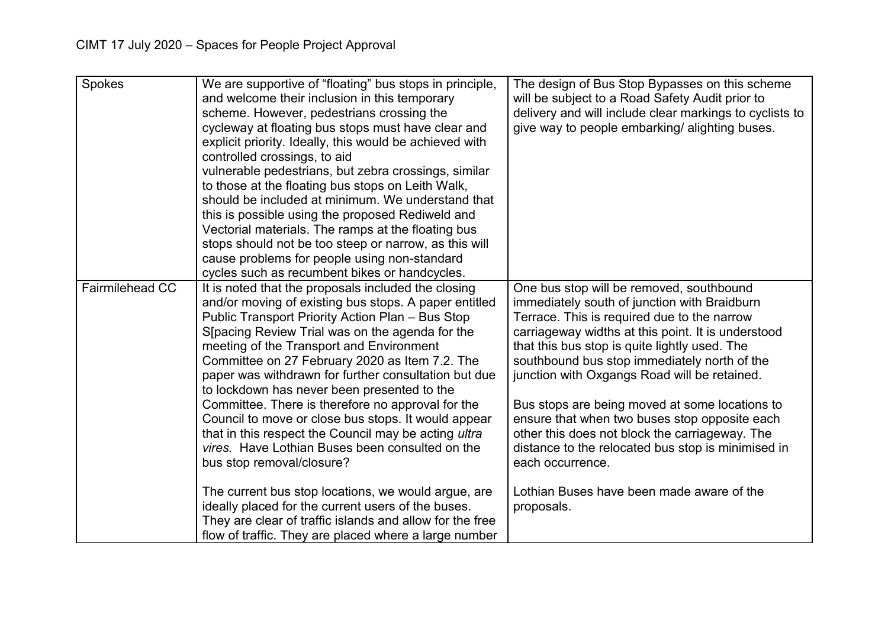| Spokes | We are supportive of "floating" bus stops in principle, and welcome their inclusion in this temporary scheme. However, pedestrians crossing the cycleway at floating bus stops must have clear and explicit priority. Ideally, this would be achieved with controlled crossings, to aid vulnerable pedestrians, but zebra crossings, similar to those at the floating bus stops on Leith Walk, should be included at minimum. We understand that this is possible using the proposed Rediweld and Vectorial materials. The ramps at the floating bus stops should not be too steep or narrow, as this will cause problems for people using non-standard cycles such as recumbent bikes or handcycles. | The design of Bus Stop Bypasses on this scheme will be subject to a Road Safety Audit prior to delivery and will include clear markings to cyclists to give way to people embarking/ alighting buses. |
|---|---|---|
| Fairmilehead CC | It is noted that the proposals included the closing and/or moving of existing bus stops. A paper entitled Public Transport Priority Action Plan – Bus Stop S[pacing Review Trial was on the agenda for the meeting of the Transport and Environment Committee on 27 February 2020 as Item 7.2. The paper was withdrawn for further consultation but due to lockdown has never been presented to the Committee. There is therefore no approval for the Council to move or close bus stops. It would appear that in this respect the Council may be acting *ultra vires.* Have Lothian Buses been consulted on the bus stop removal/closure?<br><br>The current bus stop locations, we would argue, are ideally placed for the current users of the buses. They are clear of traffic islands and allow for the free flow of traffic. They are placed where a large number | One bus stop will be removed, southbound immediately south of junction with Braidburn Terrace. This is required due to the narrow carriageway widths at this point. It is understood that this bus stop is quite lightly used. The southbound bus stop immediately north of the junction with Oxgangs Road will be retained.<br><br>Bus stops are being moved at some locations to ensure that when two buses stop opposite each other this does not block the carriageway. The distance to the relocated bus stop is minimised in each occurrence.<br><br>Lothian Buses have been made aware of the proposals. |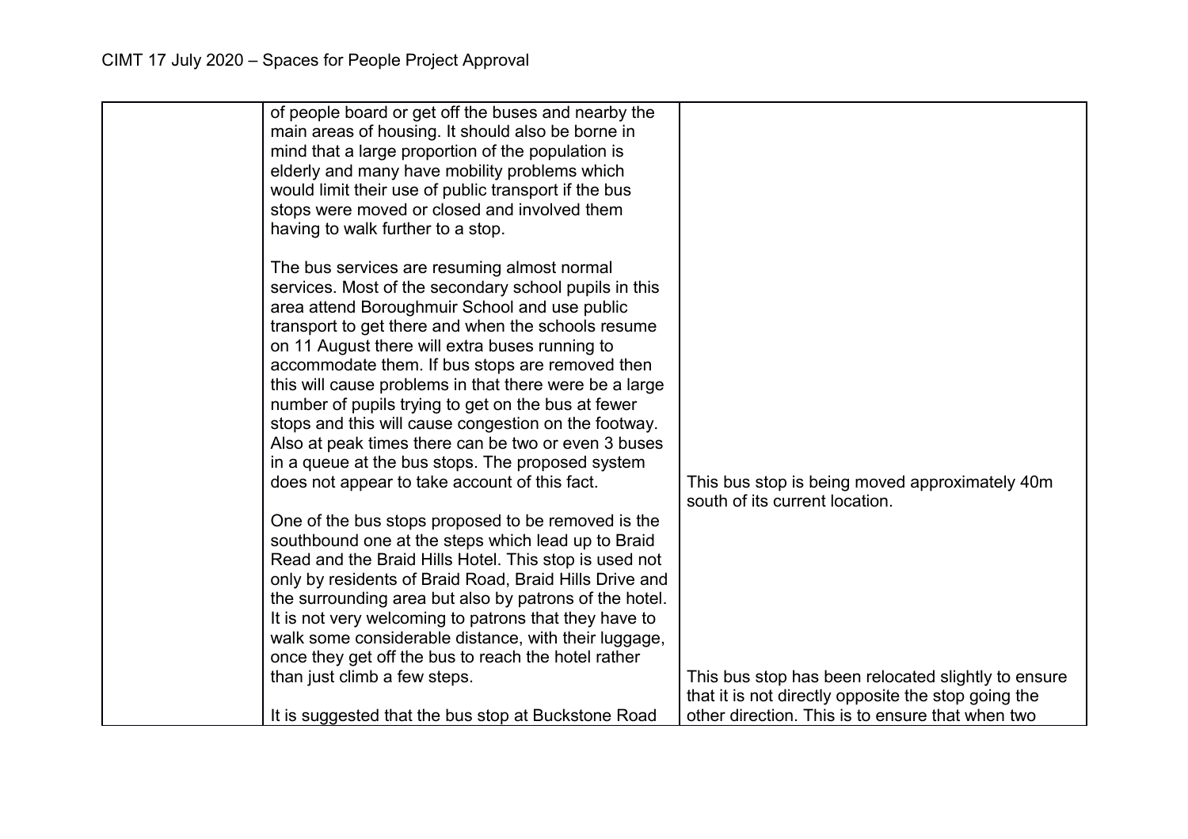| | | |
|---|---|---|
| | of people board or get off the buses and nearby the main areas of housing. It should also be borne in mind that a large proportion of the population is elderly and many have mobility problems which would limit their use of public transport if the bus stops were moved or closed and involved them having to walk further to a stop.<br><br>The bus services are resuming almost normal services. Most of the secondary school pupils in this area attend Boroughmuir School and use public transport to get there and when the schools resume on 11 August there will extra buses running to accommodate them. If bus stops are removed then this will cause problems in that there were be a large number of pupils trying to get on the bus at fewer stops and this will cause congestion on the footway. Also at peak times there can be two or even 3 buses in a queue at the bus stops. The proposed system does not appear to take account of this fact.<br><br>One of the bus stops proposed to be removed is the southbound one at the steps which lead up to Braid Read and the Braid Hills Hotel. This stop is used not only by residents of Braid Road, Braid Hills Drive and the surrounding area but also by patrons of the hotel. It is not very welcoming to patrons that they have to walk some considerable distance, with their luggage, once they get off the bus to reach the hotel rather than just climb a few steps.<br><br>It is suggested that the bus stop at Buckstone Road | This bus stop is being moved approximately 40m south of its current location.<br><br>This bus stop has been relocated slightly to ensure that it is not directly opposite the stop going the other direction. This is to ensure that when two |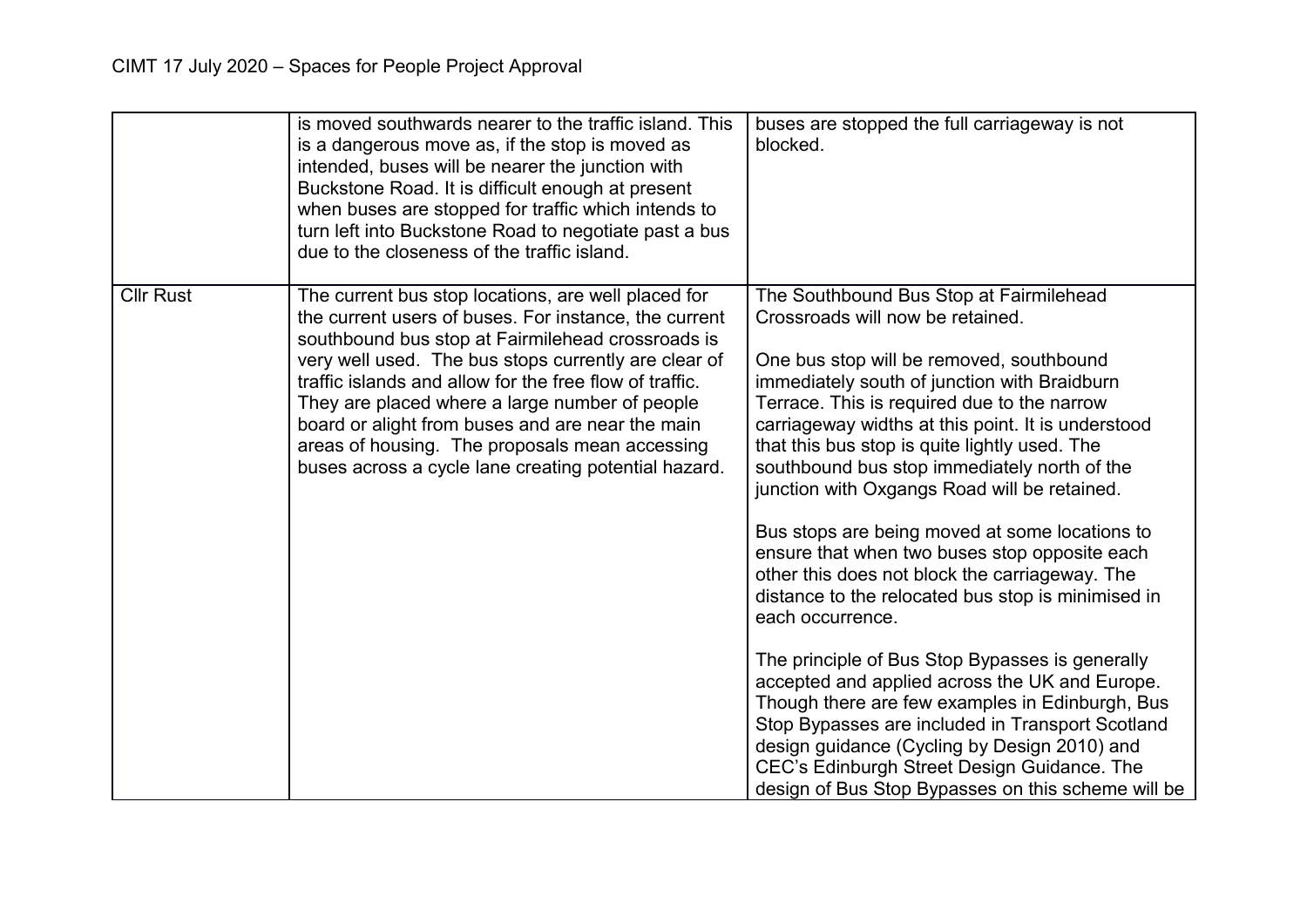| | | |
|---|---|---|
| | is moved southwards nearer to the traffic island. This is a dangerous move as, if the stop is moved as intended, buses will be nearer the junction with Buckstone Road. It is difficult enough at present when buses are stopped for traffic which intends to turn left into Buckstone Road to negotiate past a bus due to the closeness of the traffic island. | buses are stopped the full carriageway is not blocked. |
| Cllr Rust | The current bus stop locations, are well placed for the current users of buses. For instance, the current southbound bus stop at Fairmilehead crossroads is very well used. The bus stops currently are clear of traffic islands and allow for the free flow of traffic. They are placed where a large number of people board or alight from buses and are near the main areas of housing. The proposals mean accessing buses across a cycle lane creating potential hazard. | The Southbound Bus Stop at Fairmilehead Crossroads will now be retained.<br><br>One bus stop will be removed, southbound immediately south of junction with Braidburn Terrace. This is required due to the narrow carriageway widths at this point. It is understood that this bus stop is quite lightly used. The southbound bus stop immediately north of the junction with Oxgangs Road will be retained.<br><br>Bus stops are being moved at some locations to ensure that when two buses stop opposite each other this does not block the carriageway. The distance to the relocated bus stop is minimised in each occurrence.<br><br>The principle of Bus Stop Bypasses is generally accepted and applied across the UK and Europe. Though there are few examples in Edinburgh, Bus Stop Bypasses are included in Transport Scotland design guidance (Cycling by Design 2010) and CEC's Edinburgh Street Design Guidance. The design of Bus Stop Bypasses on this scheme will be |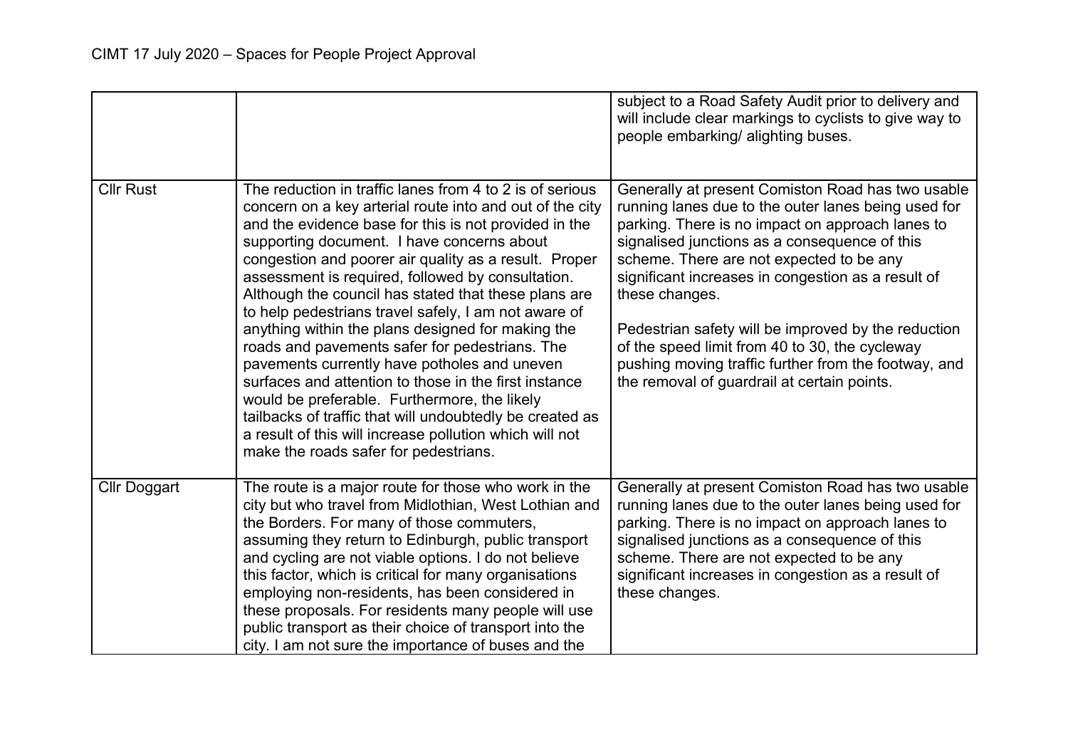| | | |
|---|---|---|
| | | subject to a Road Safety Audit prior to delivery and will include clear markings to cyclists to give way to people embarking/ alighting buses. |
| Cllr Rust | The reduction in traffic lanes from 4 to 2 is of serious concern on a key arterial route into and out of the city and the evidence base for this is not provided in the supporting document. I have concerns about congestion and poorer air quality as a result. Proper assessment is required, followed by consultation. Although the council has stated that these plans are to help pedestrians travel safely, I am not aware of anything within the plans designed for making the roads and pavements safer for pedestrians. The pavements currently have potholes and uneven surfaces and attention to those in the first instance would be preferable. Furthermore, the likely tailbacks of traffic that will undoubtedly be created as a result of this will increase pollution which will not make the roads safer for pedestrians. | Generally at present Comiston Road has two usable running lanes due to the outer lanes being used for parking. There is no impact on approach lanes to signalised junctions as a consequence of this scheme. There are not expected to be any significant increases in congestion as a result of these changes.<br><br>Pedestrian safety will be improved by the reduction of the speed limit from 40 to 30, the cycleway pushing moving traffic further from the footway, and the removal of guardrail at certain points. |
| Cllr Doggart | The route is a major route for those who work in the city but who travel from Midlothian, West Lothian and the Borders. For many of those commuters, assuming they return to Edinburgh, public transport and cycling are not viable options. I do not believe this factor, which is critical for many organisations employing non-residents, has been considered in these proposals. For residents many people will use public transport as their choice of transport into the city. I am not sure the importance of buses and the | Generally at present Comiston Road has two usable running lanes due to the outer lanes being used for parking. There is no impact on approach lanes to signalised junctions as a consequence of this scheme. There are not expected to be any significant increases in congestion as a result of these changes. |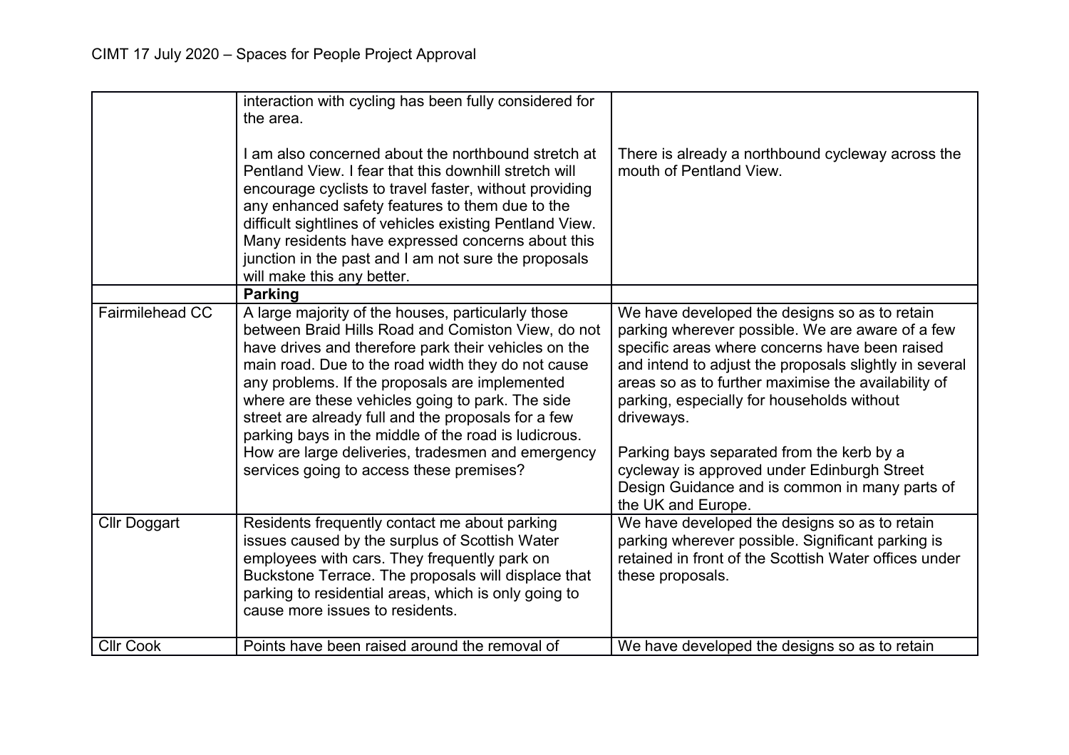| | | |
|---|---|---|
| | interaction with cycling has been fully considered for the area.<br><br>I am also concerned about the northbound stretch at Pentland View. I fear that this downhill stretch will encourage cyclists to travel faster, without providing any enhanced safety features to them due to the difficult sightlines of vehicles existing Pentland View. Many residents have expressed concerns about this junction in the past and I am not sure the proposals will make this any better. | <br><br>There is already a northbound cycleway across the mouth of Pentland View. |
| | **Parking** | |
| Fairmilehead CC | A large majority of the houses, particularly those between Braid Hills Road and Comiston View, do not have drives and therefore park their vehicles on the main road. Due to the road width they do not cause any problems. If the proposals are implemented where are these vehicles going to park. The side street are already full and the proposals for a few parking bays in the middle of the road is ludicrous. How are large deliveries, tradesmen and emergency services going to access these premises? | We have developed the designs so as to retain parking wherever possible. We are aware of a few specific areas where concerns have been raised and intend to adjust the proposals slightly in several areas so as to further maximise the availability of parking, especially for households without driveways.<br><br>Parking bays separated from the kerb by a cycleway is approved under Edinburgh Street Design Guidance and is common in many parts of the UK and Europe. |
| Cllr Doggart | Residents frequently contact me about parking issues caused by the surplus of Scottish Water employees with cars. They frequently park on Buckstone Terrace. The proposals will displace that parking to residential areas, which is only going to cause more issues to residents. | We have developed the designs so as to retain parking wherever possible. Significant parking is retained in front of the Scottish Water offices under these proposals. |
| Cllr Cook | Points have been raised around the removal of | We have developed the designs so as to retain |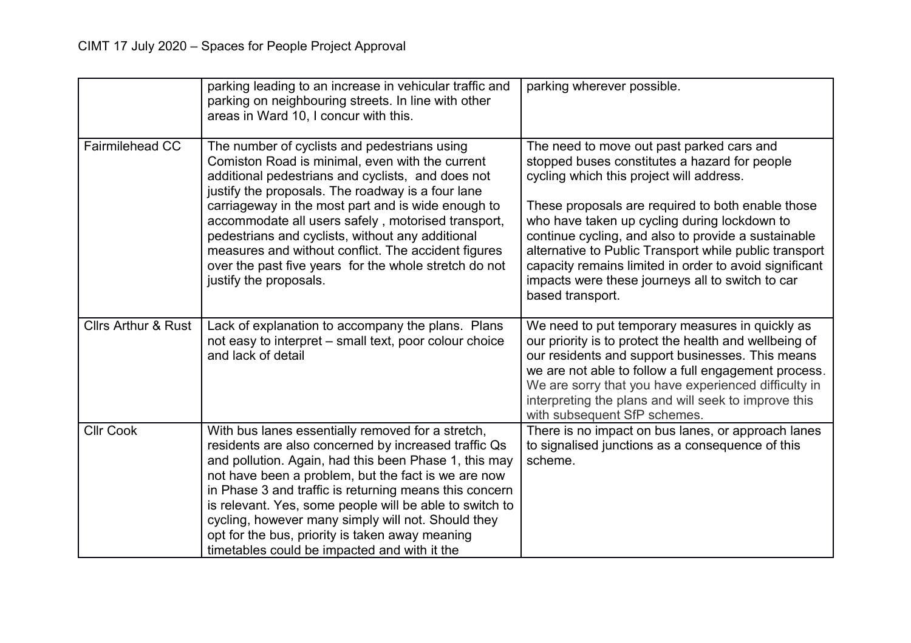| | | |
|---|---|---|
| | parking leading to an increase in vehicular traffic and parking on neighbouring streets. In line with other areas in Ward 10, I concur with this. | parking wherever possible. |
| Fairmilehead CC | The number of cyclists and pedestrians using Comiston Road is minimal, even with the current additional pedestrians and cyclists, and does not justify the proposals. The roadway is a four lane carriageway in the most part and is wide enough to accommodate all users safely , motorised transport, pedestrians and cyclists, without any additional measures and without conflict. The accident figures over the past five years for the whole stretch do not justify the proposals. | The need to move out past parked cars and stopped buses constitutes a hazard for people cycling which this project will address.<br><br>These proposals are required to both enable those who have taken up cycling during lockdown to continue cycling, and also to provide a sustainable alternative to Public Transport while public transport capacity remains limited in order to avoid significant impacts were these journeys all to switch to car based transport. |
| Cllrs Arthur & Rust | Lack of explanation to accompany the plans. Plans not easy to interpret – small text, poor colour choice and lack of detail | We need to put temporary measures in quickly as our priority is to protect the health and wellbeing of our residents and support businesses. This means we are not able to follow a full engagement process. We are sorry that you have experienced difficulty in interpreting the plans and will seek to improve this with subsequent SfP schemes. |
| Cllr Cook | With bus lanes essentially removed for a stretch, residents are also concerned by increased traffic Qs and pollution. Again, had this been Phase 1, this may not have been a problem, but the fact is we are now in Phase 3 and traffic is returning means this concern is relevant. Yes, some people will be able to switch to cycling, however many simply will not. Should they opt for the bus, priority is taken away meaning timetables could be impacted and with it the | There is no impact on bus lanes, or approach lanes to signalised junctions as a consequence of this scheme. |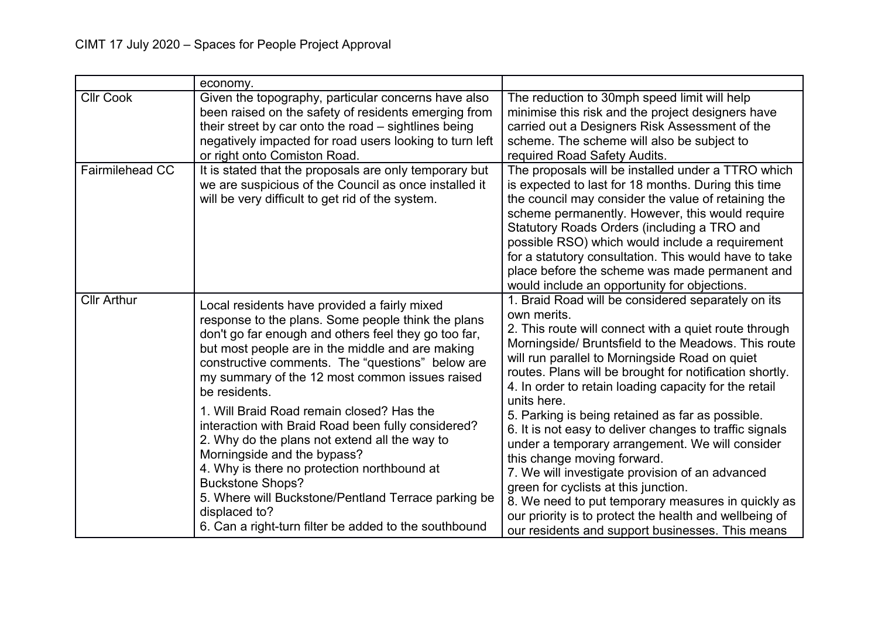| | | |
|---|---|---|
| | economy. | |
| Cllr Cook | Given the topography, particular concerns have also been raised on the safety of residents emerging from their street by car onto the road – sightlines being negatively impacted for road users looking to turn left or right onto Comiston Road. | The reduction to 30mph speed limit will help minimise this risk and the project designers have carried out a Designers Risk Assessment of the scheme. The scheme will also be subject to required Road Safety Audits. |
| Fairmilehead CC | It is stated that the proposals are only temporary but we are suspicious of the Council as once installed it will be very difficult to get rid of the system. | The proposals will be installed under a TTRO which is expected to last for 18 months. During this time the council may consider the value of retaining the scheme permanently. However, this would require Statutory Roads Orders (including a TRO and possible RSO) which would include a requirement for a statutory consultation. This would have to take place before the scheme was made permanent and would include an opportunity for objections. |
| Cllr Arthur | Local residents have provided a fairly mixed response to the plans. Some people think the plans don't go far enough and others feel they go too far, but most people are in the middle and are making constructive comments. The "questions" below are my summary of the 12 most common issues raised be residents.<br><br>1. Will Braid Road remain closed? Has the interaction with Braid Road been fully considered?<br>2. Why do the plans not extend all the way to Morningside and the bypass?<br>4. Why is there no protection northbound at Buckstone Shops?<br>5. Where will Buckstone/Pentland Terrace parking be displaced to?<br>6. Can a right-turn filter be added to the southbound | 1. Braid Road will be considered separately on its own merits.<br>2. This route will connect with a quiet route through Morningside/ Bruntsfield to the Meadows. This route will run parallel to Morningside Road on quiet routes. Plans will be brought for notification shortly.<br>4. In order to retain loading capacity for the retail units here.<br>5. Parking is being retained as far as possible.<br>6. It is not easy to deliver changes to traffic signals under a temporary arrangement. We will consider this change moving forward.<br>7. We will investigate provision of an advanced green for cyclists at this junction.<br>8. We need to put temporary measures in quickly as our priority is to protect the health and wellbeing of our residents and support businesses. This means |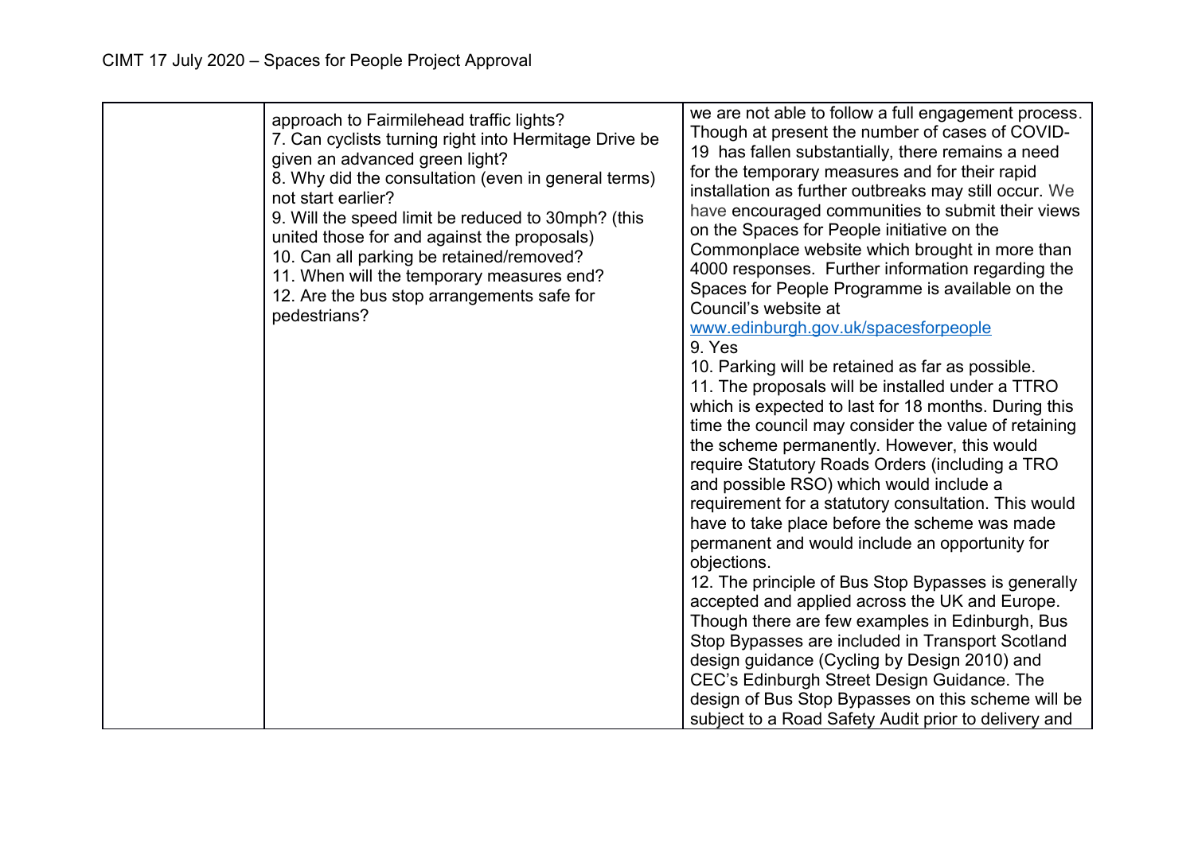| | | |
|---|---|---|
| | approach to Fairmilehead traffic lights?<br>7. Can cyclists turning right into Hermitage Drive be given an advanced green light?<br>8. Why did the consultation (even in general terms) not start earlier?<br>9. Will the speed limit be reduced to 30mph? (this united those for and against the proposals)<br>10. Can all parking be retained/removed?<br>11. When will the temporary measures end?<br>12. Are the bus stop arrangements safe for pedestrians? | we are not able to follow a full engagement process. Though at present the number of cases of COVID-19 has fallen substantially, there remains a need for the temporary measures and for their rapid installation as further outbreaks may still occur. We have encouraged communities to submit their views on the Spaces for People initiative on the Commonplace website which brought in more than 4000 responses. Further information regarding the Spaces for People Programme is available on the Council's website at [www.edinburgh.gov.uk/spacesforpeople](http://www.edinburgh.gov.uk/spacesforpeople)<br>9. Yes<br>10. Parking will be retained as far as possible.<br>11. The proposals will be installed under a TTRO which is expected to last for 18 months. During this time the council may consider the value of retaining the scheme permanently. However, this would require Statutory Roads Orders (including a TRO and possible RSO) which would include a requirement for a statutory consultation. This would have to take place before the scheme was made permanent and would include an opportunity for objections.<br>12. The principle of Bus Stop Bypasses is generally accepted and applied across the UK and Europe. Though there are few examples in Edinburgh, Bus Stop Bypasses are included in Transport Scotland design guidance (Cycling by Design 2010) and CEC's Edinburgh Street Design Guidance. The design of Bus Stop Bypasses on this scheme will be subject to a Road Safety Audit prior to delivery and |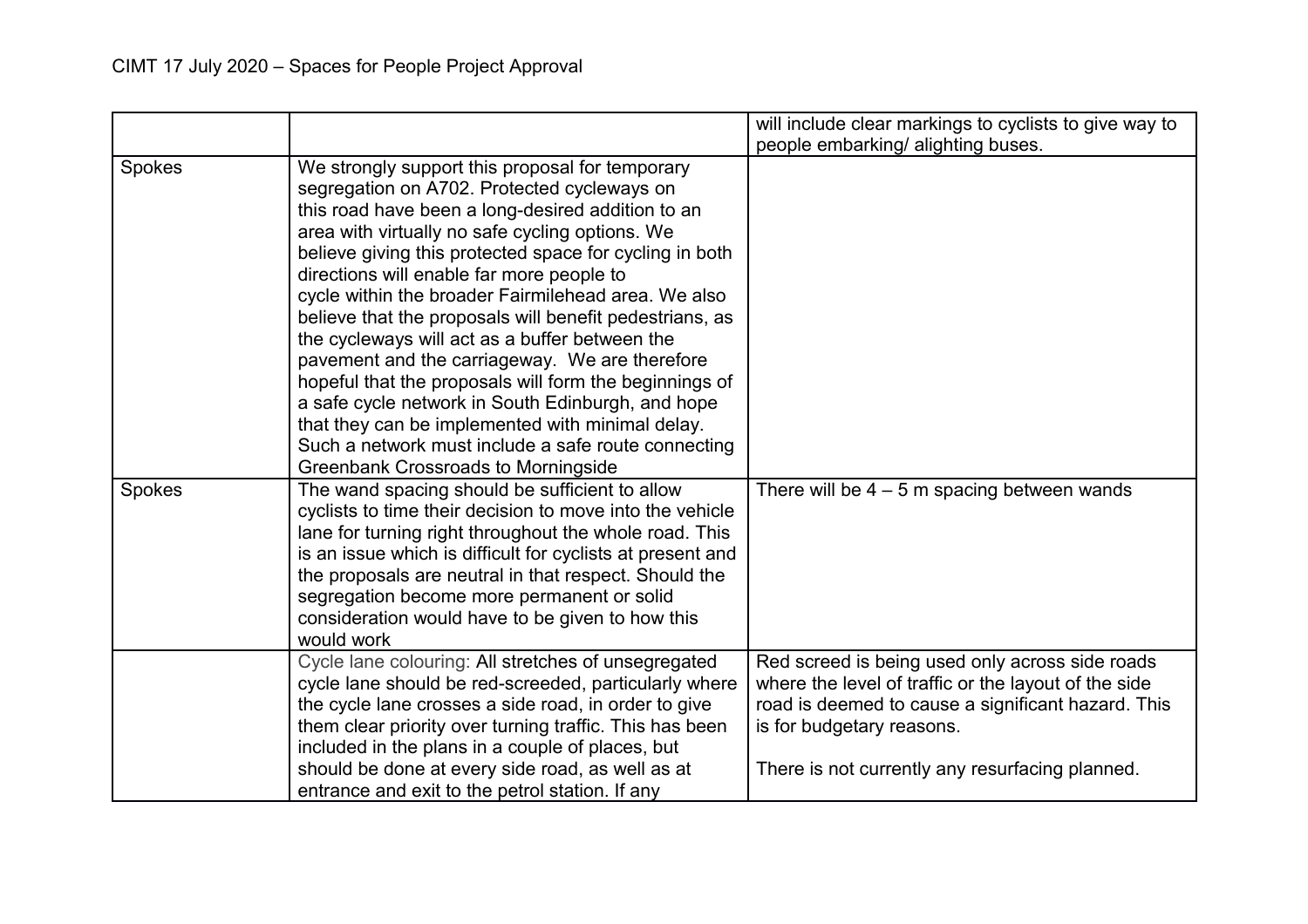CIMT 17 July 2020 – Spaces for People Project Approval

| | | |
|---|---|---|
| | | will include clear markings to cyclists to give way to people embarking/ alighting buses. |
| Spokes | We strongly support this proposal for temporary segregation on A702. Protected cycleways on this road have been a long-desired addition to an area with virtually no safe cycling options. We believe giving this protected space for cycling in both directions will enable far more people to cycle within the broader Fairmilehead area. We also believe that the proposals will benefit pedestrians, as the cycleways will act as a buffer between the pavement and the carriageway. We are therefore hopeful that the proposals will form the beginnings of a safe cycle network in South Edinburgh, and hope that they can be implemented with minimal delay. Such a network must include a safe route connecting Greenbank Crossroads to Morningside | |
| Spokes | The wand spacing should be sufficient to allow cyclists to time their decision to move into the vehicle lane for turning right throughout the whole road. This is an issue which is difficult for cyclists at present and the proposals are neutral in that respect. Should the segregation become more permanent or solid consideration would have to be given to how this would work | There will be 4 – 5 m spacing between wands |
| | Cycle lane colouring: All stretches of unsegregated cycle lane should be red-screeded, particularly where the cycle lane crosses a side road, in order to give them clear priority over turning traffic. This has been included in the plans in a couple of places, but should be done at every side road, as well as at entrance and exit to the petrol station. If any | Red screed is being used only across side roads where the level of traffic or the layout of the side road is deemed to cause a significant hazard. This is for budgetary reasons.<br><br>There is not currently any resurfacing planned. |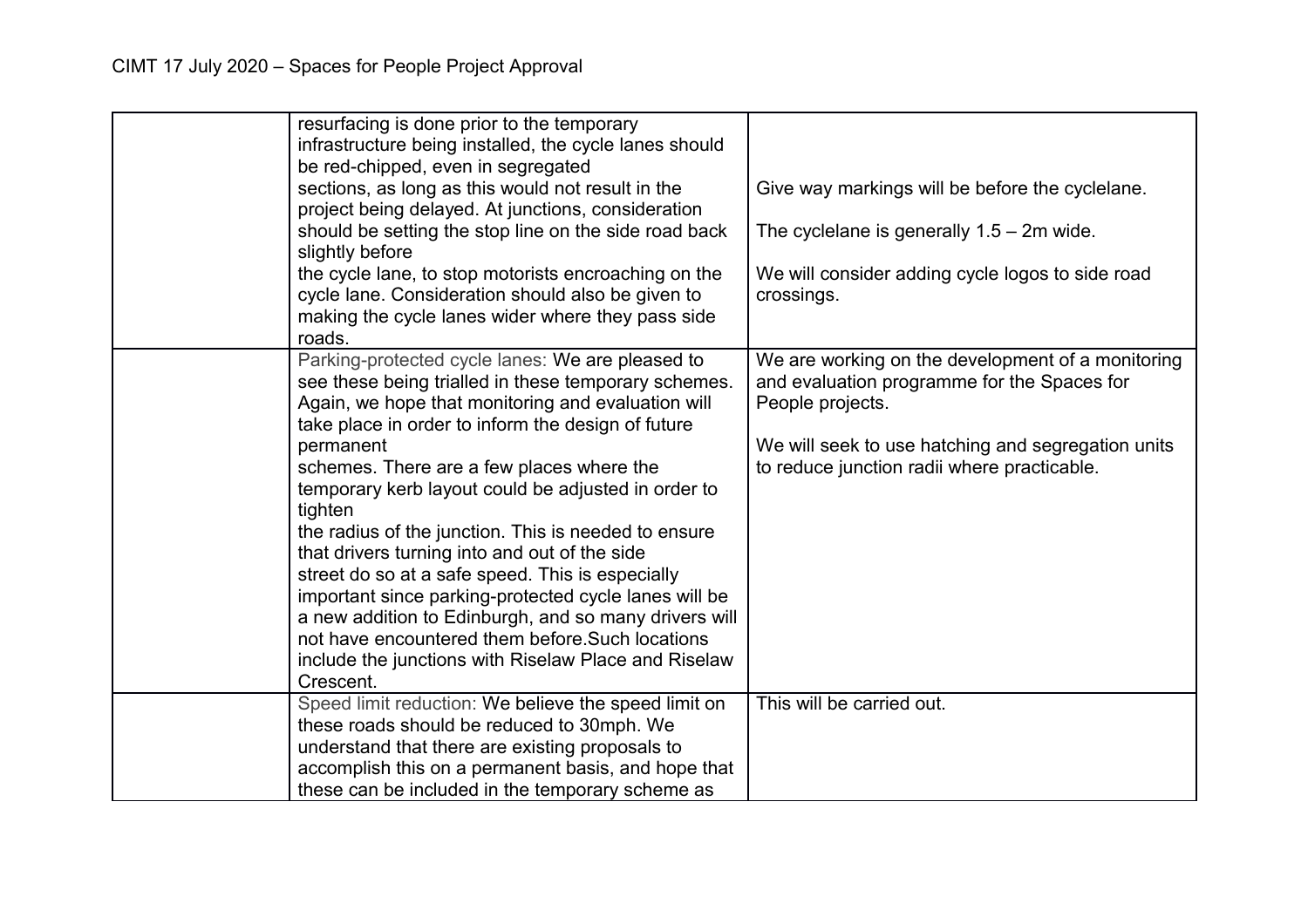|  |  |  |
|---|---|---|
|  | resurfacing is done prior to the temporary infrastructure being installed, the cycle lanes should be red-chipped, even in segregated sections, as long as this would not result in the project being delayed. At junctions, consideration should be setting the stop line on the side road back slightly before the cycle lane, to stop motorists encroaching on the cycle lane. Consideration should also be given to making the cycle lanes wider where they pass side roads. | Give way markings will be before the cyclelane.<br><br>The cyclelane is generally 1.5 – 2m wide.<br><br>We will consider adding cycle logos to side road crossings. |
|  | Parking-protected cycle lanes: We are pleased to see these being trialled in these temporary schemes. Again, we hope that monitoring and evaluation will take place in order to inform the design of future permanent schemes. There are a few places where the temporary kerb layout could be adjusted in order to tighten the radius of the junction. This is needed to ensure that drivers turning into and out of the side street do so at a safe speed. This is especially important since parking-protected cycle lanes will be a new addition to Edinburgh, and so many drivers will not have encountered them before.Such locations include the junctions with Riselaw Place and Riselaw Crescent. | We are working on the development of a monitoring and evaluation programme for the Spaces for People projects.<br><br>We will seek to use hatching and segregation units to reduce junction radii where practicable. |
|  | Speed limit reduction: We believe the speed limit on these roads should be reduced to 30mph. We understand that there are existing proposals to accomplish this on a permanent basis, and hope that these can be included in the temporary scheme as | This will be carried out. |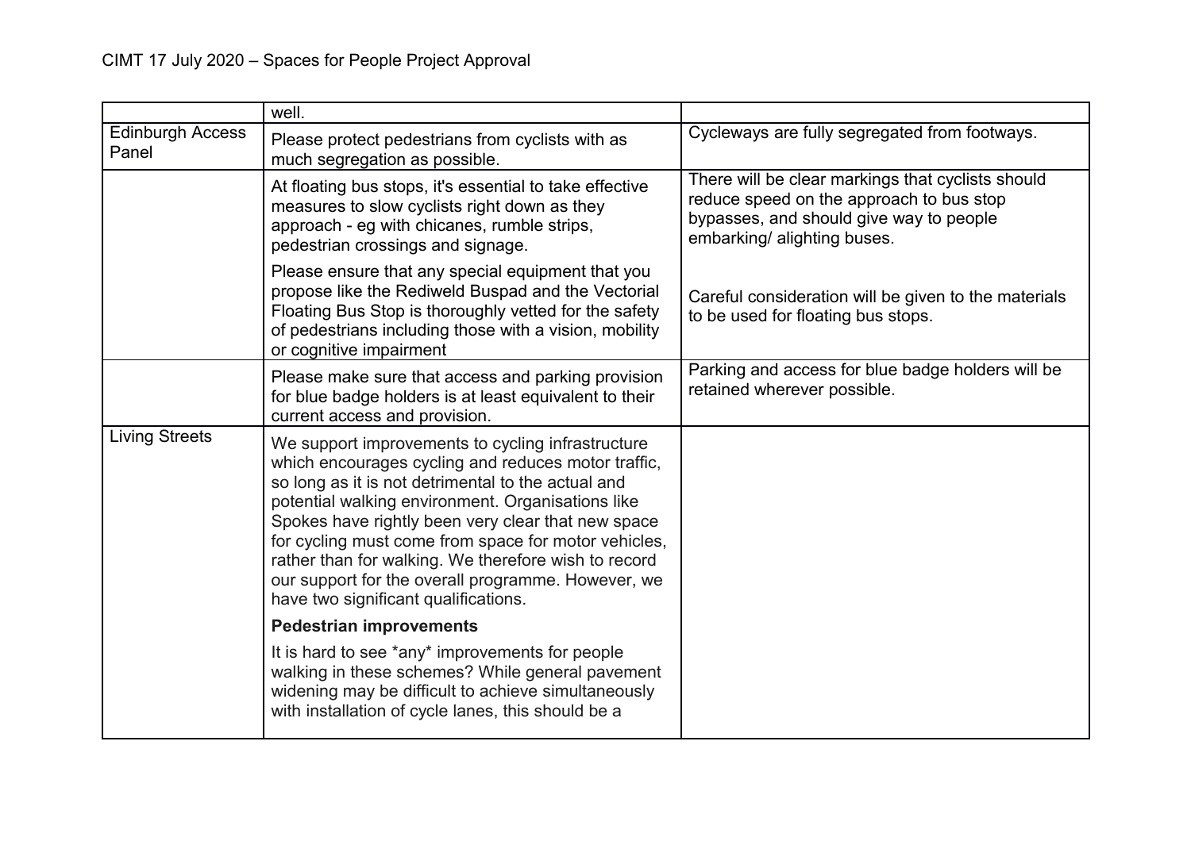| | | |
|---|---|---|
| | well. | |
| Edinburgh Access Panel | Please protect pedestrians from cyclists with as much segregation as possible. | Cycleways are fully segregated from footways. |
| | At floating bus stops, it's essential to take effective measures to slow cyclists right down as they approach - eg with chicanes, rumble strips, pedestrian crossings and signage.<br><br>Please ensure that any special equipment that you propose like the Rediweld Buspad and the Vectorial Floating Bus Stop is thoroughly vetted for the safety of pedestrians including those with a vision, mobility or cognitive impairment | There will be clear markings that cyclists should reduce speed on the approach to bus stop bypasses, and should give way to people embarking/ alighting buses.<br><br>Careful consideration will be given to the materials to be used for floating bus stops. |
| | Please make sure that access and parking provision for blue badge holders is at least equivalent to their current access and provision. | Parking and access for blue badge holders will be retained wherever possible. |
| Living Streets | We support improvements to cycling infrastructure which encourages cycling and reduces motor traffic, so long as it is not detrimental to the actual and potential walking environment. Organisations like Spokes have rightly been very clear that new space for cycling must come from space for motor vehicles, rather than for walking. We therefore wish to record our support for the overall programme. However, we have two significant qualifications.<br><br>**Pedestrian improvements**<br><br>It is hard to see *any* improvements for people walking in these schemes? While general pavement widening may be difficult to achieve simultaneously with installation of cycle lanes, this should be a | |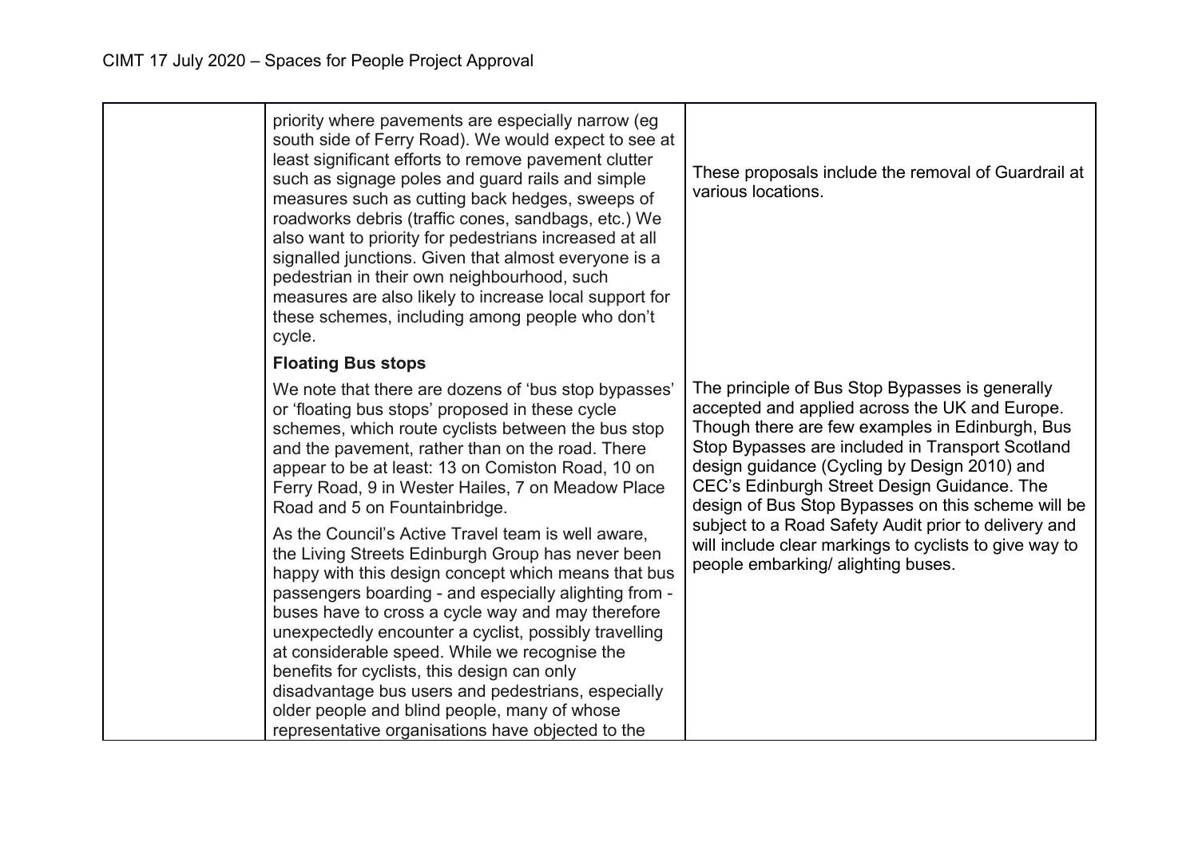| | | |
|---|---|---|
| | priority where pavements are especially narrow (eg south side of Ferry Road). We would expect to see at least significant efforts to remove pavement clutter such as signage poles and guard rails and simple measures such as cutting back hedges, sweeps of roadworks debris (traffic cones, sandbags, etc.) We also want to priority for pedestrians increased at all signalled junctions. Given that almost everyone is a pedestrian in their own neighbourhood, such measures are also likely to increase local support for these schemes, including among people who don't cycle. | These proposals include the removal of Guardrail at various locations. |
| | **Floating Bus stops**<br><br>We note that there are dozens of 'bus stop bypasses' or 'floating bus stops' proposed in these cycle schemes, which route cyclists between the bus stop and the pavement, rather than on the road. There appear to be at least: 13 on Comiston Road, 10 on Ferry Road, 9 in Wester Hailes, 7 on Meadow Place Road and 5 on Fountainbridge.<br><br>As the Council's Active Travel team is well aware, the Living Streets Edinburgh Group has never been happy with this design concept which means that bus passengers boarding - and especially alighting from - buses have to cross a cycle way and may therefore unexpectedly encounter a cyclist, possibly travelling at considerable speed. While we recognise the benefits for cyclists, this design can only disadvantage bus users and pedestrians, especially older people and blind people, many of whose representative organisations have objected to the | The principle of Bus Stop Bypasses is generally accepted and applied across the UK and Europe. Though there are few examples in Edinburgh, Bus Stop Bypasses are included in Transport Scotland design guidance (Cycling by Design 2010) and CEC's Edinburgh Street Design Guidance. The design of Bus Stop Bypasses on this scheme will be subject to a Road Safety Audit prior to delivery and will include clear markings to cyclists to give way to people embarking/ alighting buses. |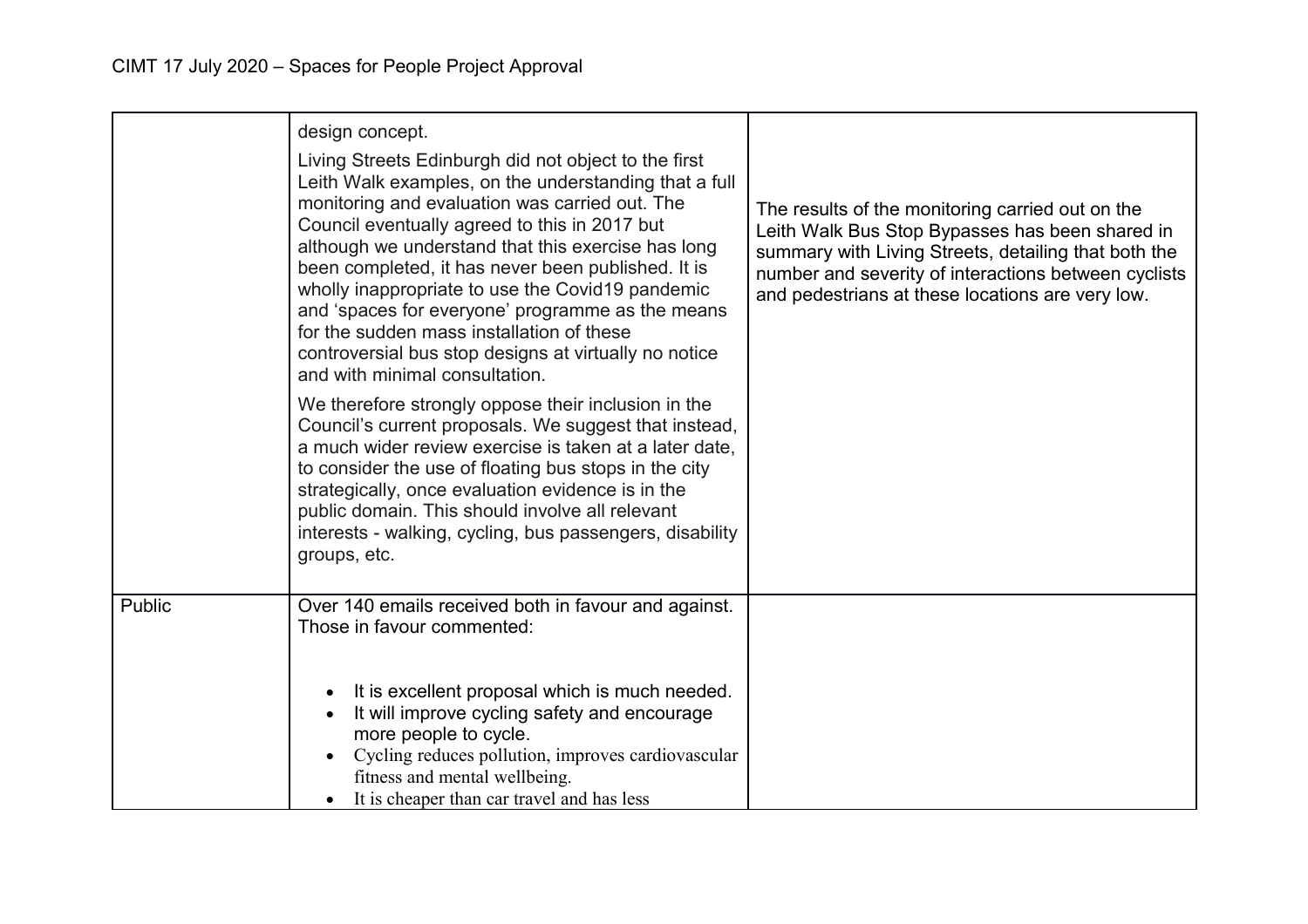| | | |
|---|---|---|
| | design concept.<br><br>Living Streets Edinburgh did not object to the first Leith Walk examples, on the understanding that a full monitoring and evaluation was carried out. The Council eventually agreed to this in 2017 but although we understand that this exercise has long been completed, it has never been published. It is wholly inappropriate to use the Covid19 pandemic and 'spaces for everyone' programme as the means for the sudden mass installation of these controversial bus stop designs at virtually no notice and with minimal consultation.<br><br>We therefore strongly oppose their inclusion in the Council's current proposals. We suggest that instead, a much wider review exercise is taken at a later date, to consider the use of floating bus stops in the city strategically, once evaluation evidence is in the public domain. This should involve all relevant interests - walking, cycling, bus passengers, disability groups, etc. | The results of the monitoring carried out on the Leith Walk Bus Stop Bypasses has been shared in summary with Living Streets, detailing that both the number and severity of interactions between cyclists and pedestrians at these locations are very low. |
| Public | Over 140 emails received both in favour and against. Those in favour commented:<br><br>• It is excellent proposal which is much needed.<br>• It will improve cycling safety and encourage more people to cycle.<br>• Cycling reduces pollution, improves cardiovascular fitness and mental wellbeing.<br>• It is cheaper than car travel and has less | |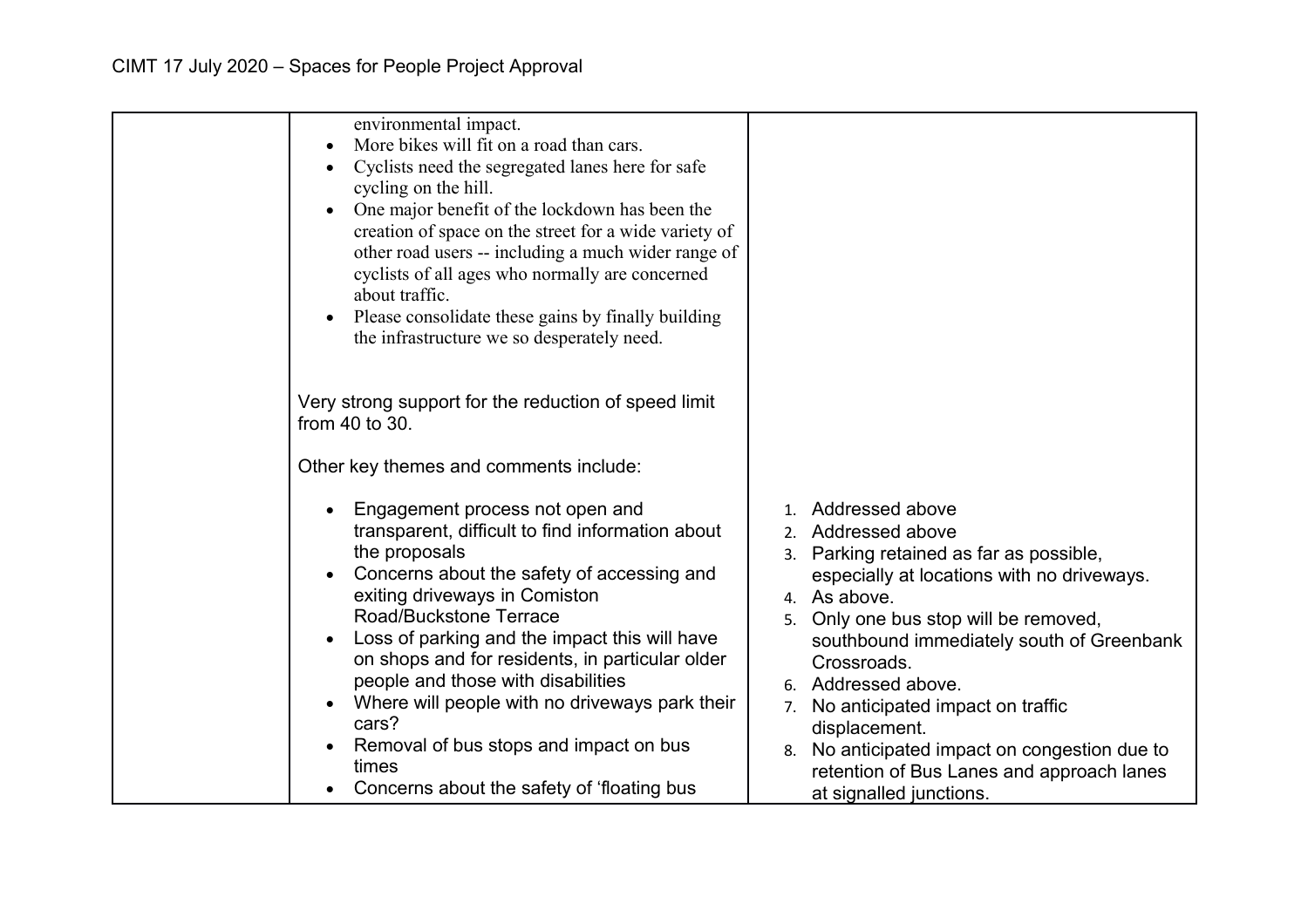| | | |
|---|---|---|
| | environmental impact.<br>• More bikes will fit on a road than cars.<br>• Cyclists need the segregated lanes here for safe cycling on the hill.<br>• One major benefit of the lockdown has been the creation of space on the street for a wide variety of other road users -- including a much wider range of cyclists of all ages who normally are concerned about traffic.<br>• Please consolidate these gains by finally building the infrastructure we so desperately need.<br><br>Very strong support for the reduction of speed limit from 40 to 30.<br><br>Other key themes and comments include:<br><br>• Engagement process not open and transparent, difficult to find information about the proposals<br>• Concerns about the safety of accessing and exiting driveways in Comiston Road/Buckstone Terrace<br>• Loss of parking and the impact this will have on shops and for residents, in particular older people and those with disabilities<br>• Where will people with no driveways park their cars?<br>• Removal of bus stops and impact on bus times<br>• Concerns about the safety of 'floating bus | 1. Addressed above<br>2. Addressed above<br>3. Parking retained as far as possible, especially at locations with no driveways.<br>4. As above.<br>5. Only one bus stop will be removed, southbound immediately south of Greenbank Crossroads.<br>6. Addressed above.<br>7. No anticipated impact on traffic displacement.<br>8. No anticipated impact on congestion due to retention of Bus Lanes and approach lanes at signalled junctions. |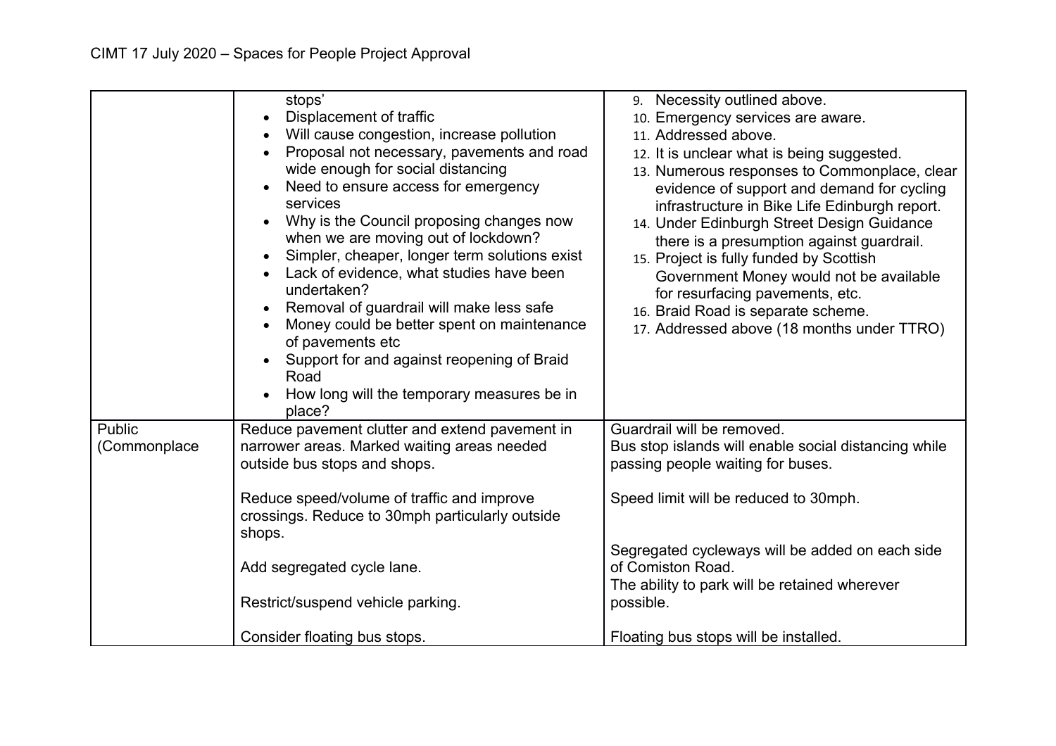| | | |
|---|---|---|
| | stops'<br>• Displacement of traffic<br>• Will cause congestion, increase pollution<br>• Proposal not necessary, pavements and road wide enough for social distancing<br>• Need to ensure access for emergency services<br>• Why is the Council proposing changes now when we are moving out of lockdown?<br>• Simpler, cheaper, longer term solutions exist<br>• Lack of evidence, what studies have been undertaken?<br>• Removal of guardrail will make less safe<br>• Money could be better spent on maintenance of pavements etc<br>• Support for and against reopening of Braid Road<br>• How long will the temporary measures be in place? | 9. Necessity outlined above.<br>10. Emergency services are aware.<br>11. Addressed above.<br>12. It is unclear what is being suggested.<br>13. Numerous responses to Commonplace, clear evidence of support and demand for cycling infrastructure in Bike Life Edinburgh report.<br>14. Under Edinburgh Street Design Guidance there is a presumption against guardrail.<br>15. Project is fully funded by Scottish Government Money would not be available for resurfacing pavements, etc.<br>16. Braid Road is separate scheme.<br>17. Addressed above (18 months under TTRO) |
| Public (Commonplace | Reduce pavement clutter and extend pavement in narrower areas. Marked waiting areas needed outside bus stops and shops.<br><br>Reduce speed/volume of traffic and improve crossings. Reduce to 30mph particularly outside shops.<br><br>Add segregated cycle lane.<br><br>Restrict/suspend vehicle parking.<br><br>Consider floating bus stops. | Guardrail will be removed.<br>Bus stop islands will enable social distancing while passing people waiting for buses.<br><br>Speed limit will be reduced to 30mph.<br><br>Segregated cycleways will be added on each side of Comiston Road.<br>The ability to park will be retained wherever possible.<br><br>Floating bus stops will be installed. |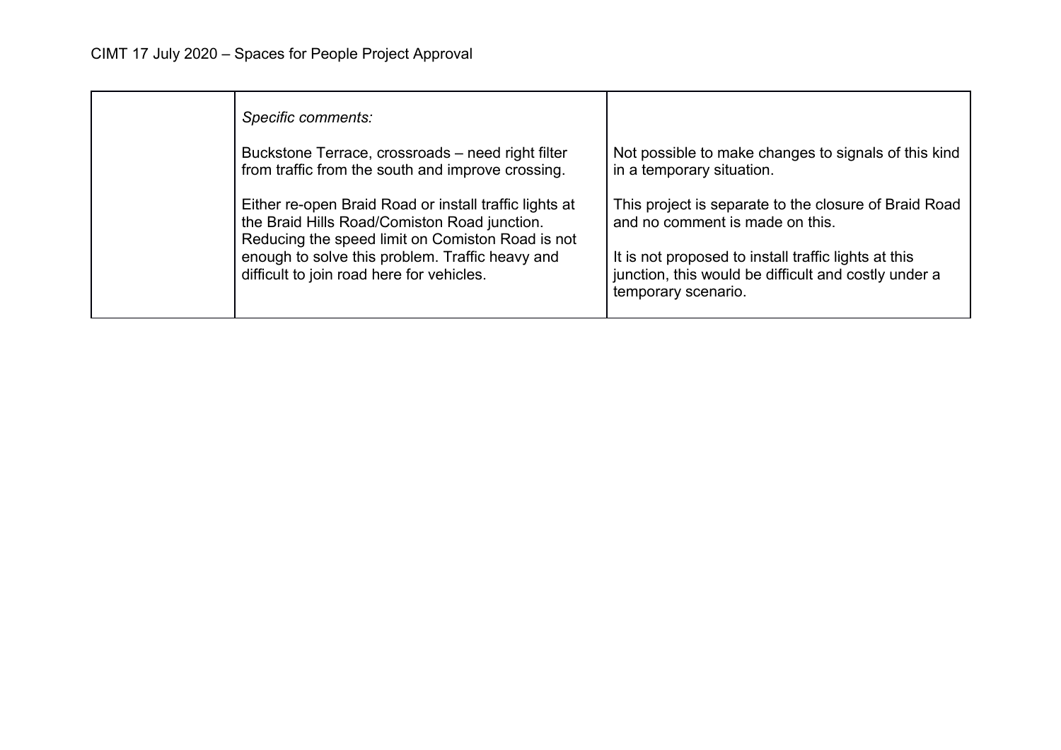| | | |
|---|---|---|
| | *Specific comments:* | |
| | Buckstone Terrace, crossroads – need right filter from traffic from the south and improve crossing. | Not possible to make changes to signals of this kind in a temporary situation. |
| | Either re-open Braid Road or install traffic lights at the Braid Hills Road/Comiston Road junction. Reducing the speed limit on Comiston Road is not enough to solve this problem. Traffic heavy and difficult to join road here for vehicles. | This project is separate to the closure of Braid Road and no comment is made on this. <br><br> It is not proposed to install traffic lights at this junction, this would be difficult and costly under a temporary scenario. |